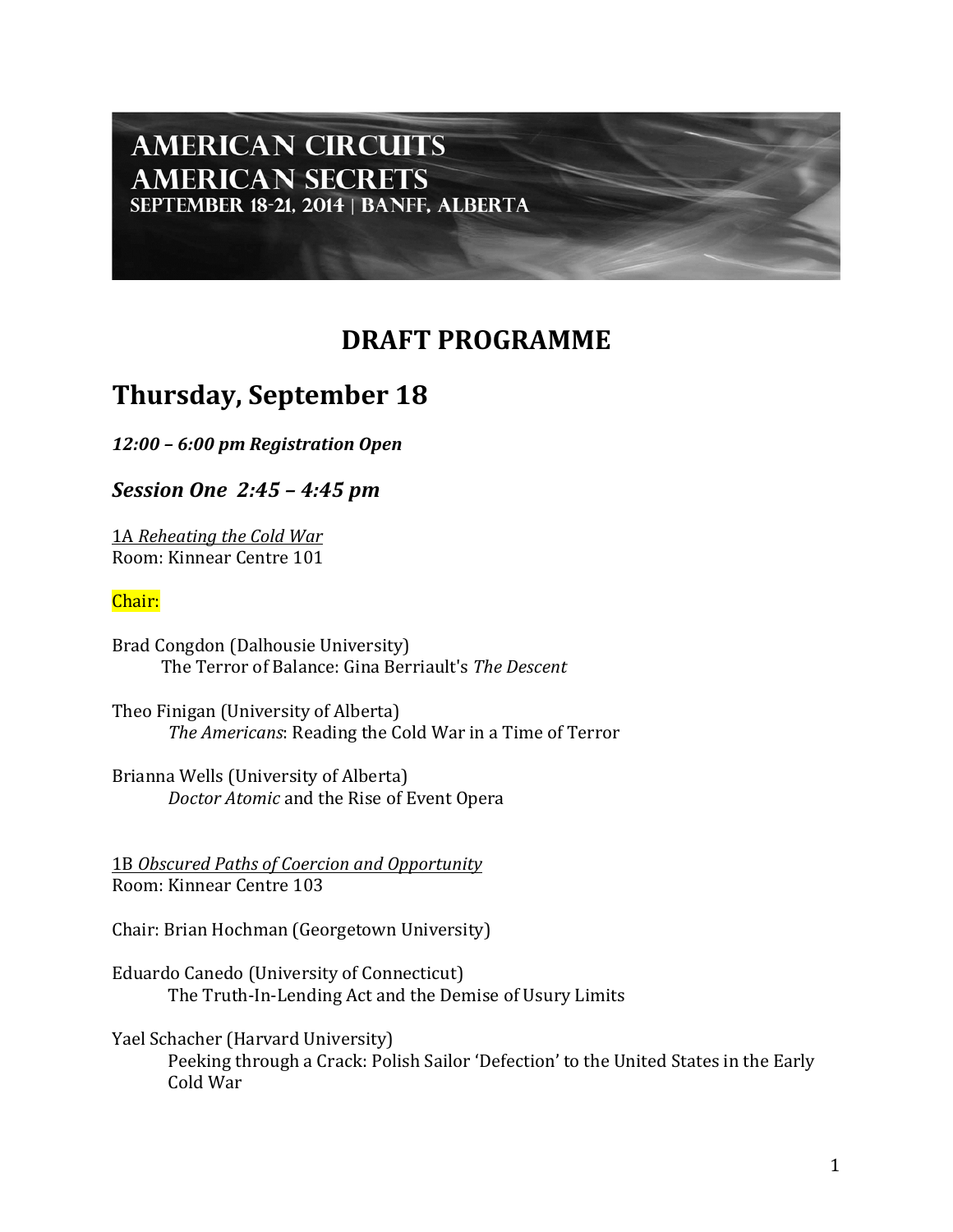# AMERICAN CIRCUITS
# AMERICAN SECRETS
### SEPTEMBER 18-21, 2014 | BANFF, ALBERTA

## DRAFT PROGRAMME

## Thursday, September 18

***12:00 – 6:00 pm Registration Open***

### *Session One 2:45 – 4:45 pm*

1A *Reheating the Cold War*
Room: Kinnear Centre 101

Chair:

Brad Congdon (Dalhousie University)
The Terror of Balance: Gina Berriault's *The Descent*

Theo Finigan (University of Alberta)
*The Americans*: Reading the Cold War in a Time of Terror

Brianna Wells (University of Alberta)
*Doctor Atomic* and the Rise of Event Opera

1B *Obscured Paths of Coercion and Opportunity*
Room: Kinnear Centre 103

Chair: Brian Hochman (Georgetown University)

Eduardo Canedo (University of Connecticut)
The Truth-In-Lending Act and the Demise of Usury Limits

Yael Schacher (Harvard University)
Peeking through a Crack: Polish Sailor 'Defection' to the United States in the Early Cold War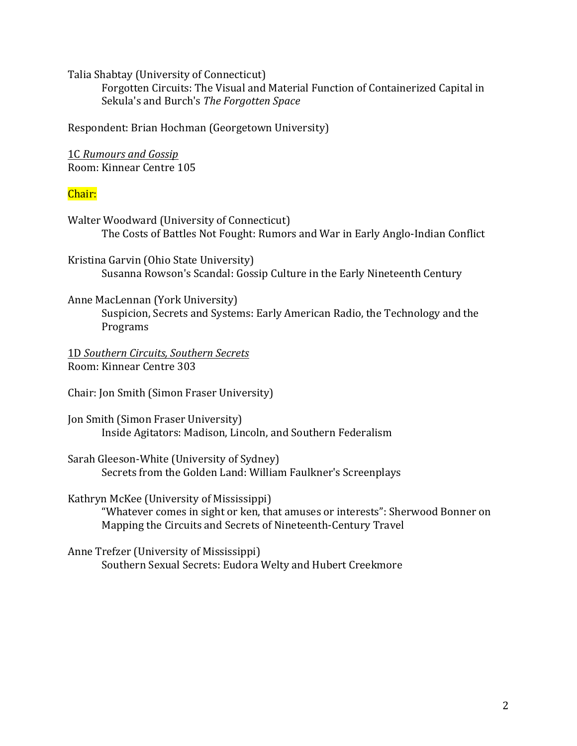Talia Shabtay (University of Connecticut)
    Forgotten Circuits: The Visual and Material Function of Containerized Capital in Sekula's and Burch's *The Forgotten Space*

Respondent: Brian Hochman (Georgetown University)

<u>1C *Rumours and Gossip*</u>
Room: Kinnear Centre 105

Chair:

Walter Woodward (University of Connecticut)
    The Costs of Battles Not Fought: Rumors and War in Early Anglo-Indian Conflict

Kristina Garvin (Ohio State University)
    Susanna Rowson's Scandal: Gossip Culture in the Early Nineteenth Century

Anne MacLennan (York University)
    Suspicion, Secrets and Systems: Early American Radio, the Technology and the Programs

<u>1D *Southern Circuits, Southern Secrets*</u>
Room: Kinnear Centre 303

Chair: Jon Smith (Simon Fraser University)

Jon Smith (Simon Fraser University)
    Inside Agitators: Madison, Lincoln, and Southern Federalism

Sarah Gleeson-White (University of Sydney)
    Secrets from the Golden Land: William Faulkner's Screenplays

Kathryn McKee (University of Mississippi)
    "Whatever comes in sight or ken, that amuses or interests": Sherwood Bonner on Mapping the Circuits and Secrets of Nineteenth-Century Travel

Anne Trefzer (University of Mississippi)
    Southern Sexual Secrets: Eudora Welty and Hubert Creekmore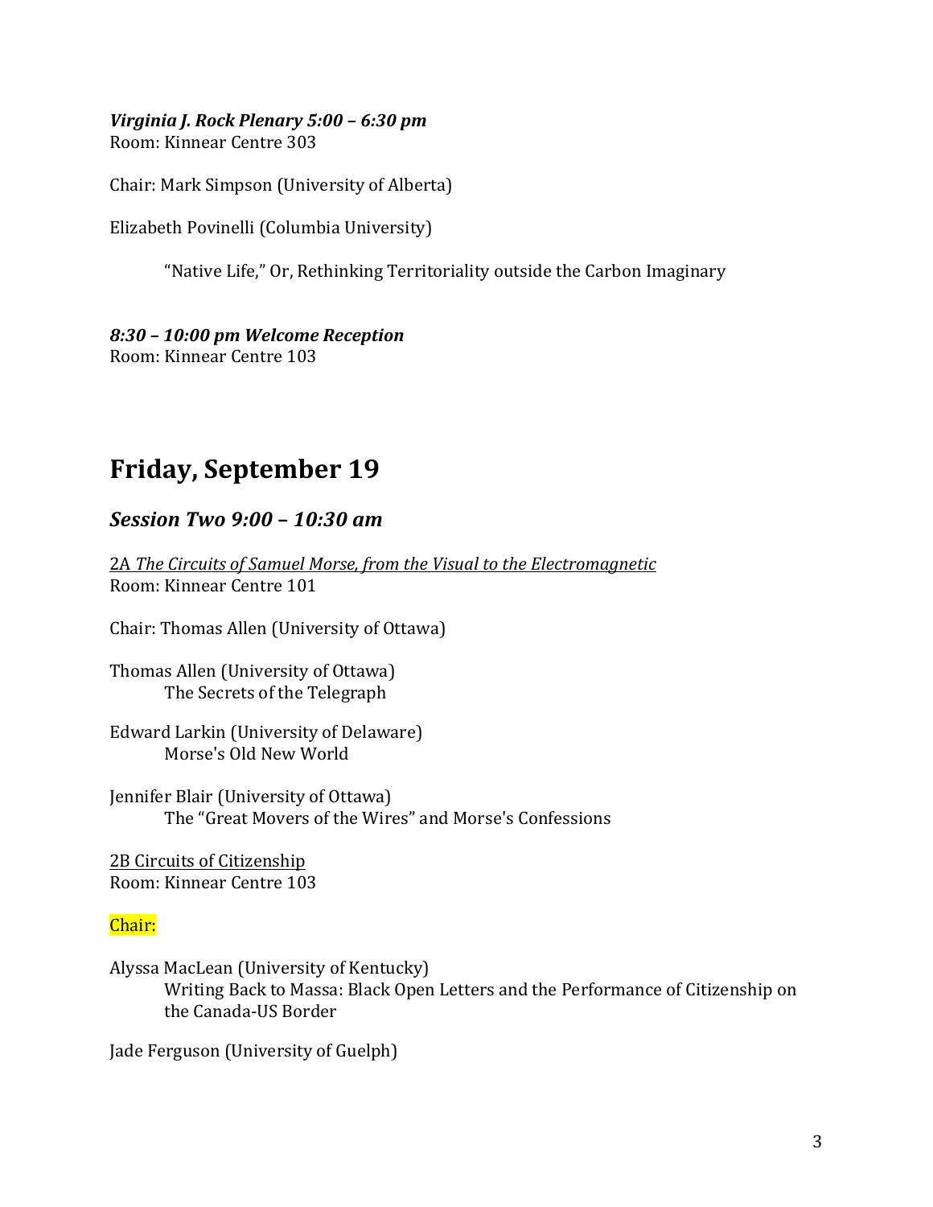***Virginia J. Rock Plenary 5:00 – 6:30 pm***
Room: Kinnear Centre 303

Chair: Mark Simpson (University of Alberta)

Elizabeth Povinelli (Columbia University)

> "Native Life," Or, Rethinking Territoriality outside the Carbon Imaginary

***8:30 – 10:00 pm Welcome Reception***
Room: Kinnear Centre 103

# Friday, September 19

## *Session Two 9:00 – 10:30 am*

<u>2A *The Circuits of Samuel Morse, from the Visual to the Electromagnetic*</u>
Room: Kinnear Centre 101

Chair: Thomas Allen (University of Ottawa)

Thomas Allen (University of Ottawa)
> The Secrets of the Telegraph

Edward Larkin (University of Delaware)
> Morse's Old New World

Jennifer Blair (University of Ottawa)
> The "Great Movers of the Wires" and Morse's Confessions

<u>2B Circuits of Citizenship</u>
Room: Kinnear Centre 103

Chair:

Alyssa MacLean (University of Kentucky)
> Writing Back to Massa: Black Open Letters and the Performance of Citizenship on the Canada-US Border

Jade Ferguson (University of Guelph)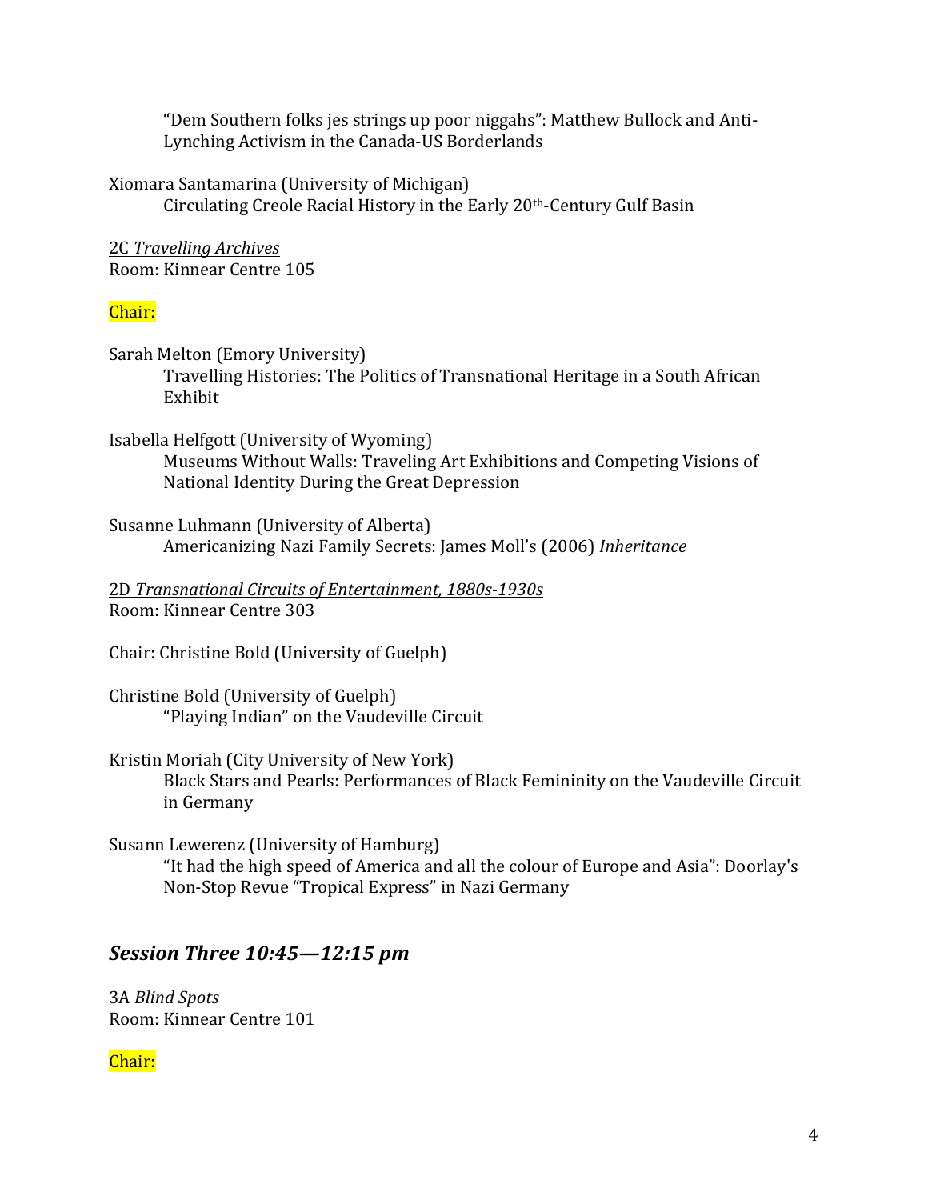"Dem Southern folks jes strings up poor niggahs": Matthew Bullock and Anti-Lynching Activism in the Canada-US Borderlands

Xiomara Santamarina (University of Michigan)
Circulating Creole Racial History in the Early 20th-Century Gulf Basin

2C *Travelling Archives*
Room: Kinnear Centre 105

Chair:

Sarah Melton (Emory University)
Travelling Histories: The Politics of Transnational Heritage in a South African Exhibit

Isabella Helfgott (University of Wyoming)
Museums Without Walls: Traveling Art Exhibitions and Competing Visions of National Identity During the Great Depression

Susanne Luhmann (University of Alberta)
Americanizing Nazi Family Secrets: James Moll's (2006) *Inheritance*

2D *Transnational Circuits of Entertainment, 1880s-1930s*
Room: Kinnear Centre 303

Chair: Christine Bold (University of Guelph)

Christine Bold (University of Guelph)
"Playing Indian" on the Vaudeville Circuit

Kristin Moriah (City University of New York)
Black Stars and Pearls: Performances of Black Femininity on the Vaudeville Circuit in Germany

Susann Lewerenz (University of Hamburg)
"It had the high speed of America and all the colour of Europe and Asia": Doorlay's Non-Stop Revue "Tropical Express" in Nazi Germany

## *Session Three 10:45—12:15 pm*

3A *Blind Spots*
Room: Kinnear Centre 101

Chair: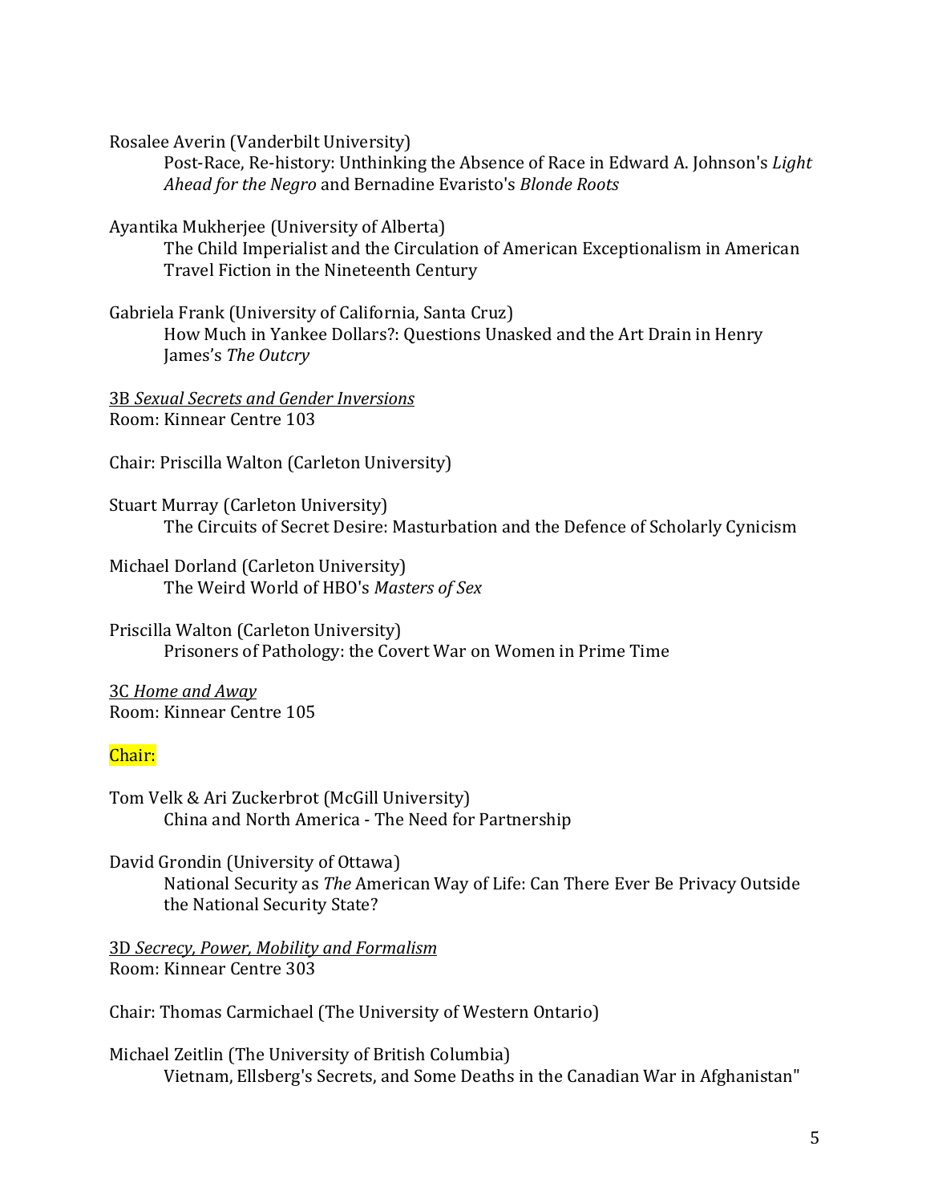Rosalee Averin (Vanderbilt University)

Post-Race, Re-history: Unthinking the Absence of Race in Edward A. Johnson's *Light Ahead for the Negro* and Bernadine Evaristo's *Blonde Roots*

Ayantika Mukherjee (University of Alberta)

The Child Imperialist and the Circulation of American Exceptionalism in American Travel Fiction in the Nineteenth Century

Gabriela Frank (University of California, Santa Cruz)

How Much in Yankee Dollars?: Questions Unasked and the Art Drain in Henry James's *The Outcry*

3B *Sexual Secrets and Gender Inversions*

Room: Kinnear Centre 103

Chair: Priscilla Walton (Carleton University)

Stuart Murray (Carleton University)

The Circuits of Secret Desire: Masturbation and the Defence of Scholarly Cynicism

Michael Dorland (Carleton University)

The Weird World of HBO's *Masters of Sex*

Priscilla Walton (Carleton University)

Prisoners of Pathology: the Covert War on Women in Prime Time

3C *Home and Away*

Room: Kinnear Centre 105

Chair:

Tom Velk & Ari Zuckerbrot (McGill University)

China and North America - The Need for Partnership

David Grondin (University of Ottawa)

National Security as *The* American Way of Life: Can There Ever Be Privacy Outside the National Security State?

3D *Secrecy, Power, Mobility and Formalism*

Room: Kinnear Centre 303

Chair: Thomas Carmichael (The University of Western Ontario)

Michael Zeitlin (The University of British Columbia)

Vietnam, Ellsberg's Secrets, and Some Deaths in the Canadian War in Afghanistan"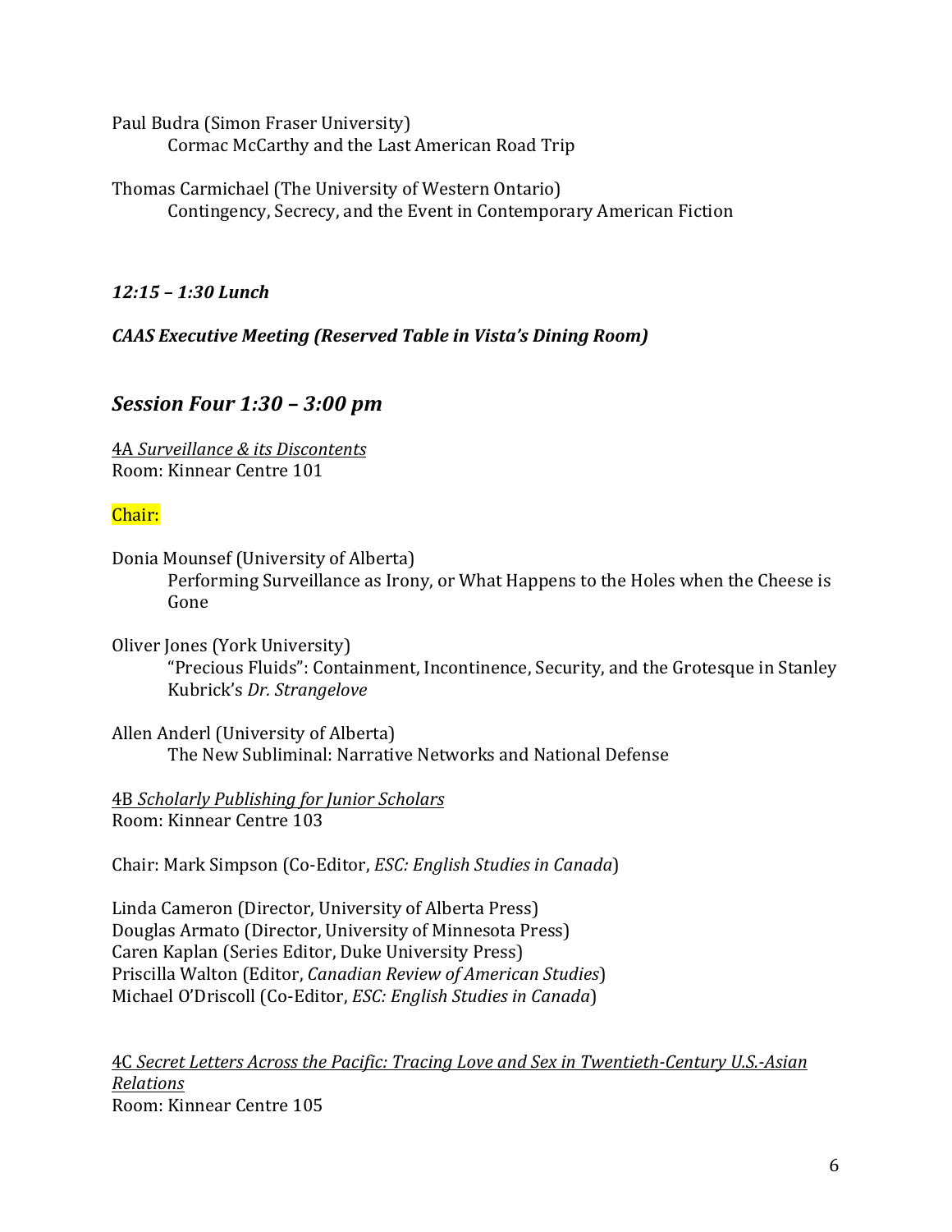Paul Budra (Simon Fraser University)
Cormac McCarthy and the Last American Road Trip

Thomas Carmichael (The University of Western Ontario)
Contingency, Secrecy, and the Event in Contemporary American Fiction

***12:15 – 1:30 Lunch***

***CAAS Executive Meeting (Reserved Table in Vista's Dining Room)***

## *Session Four 1:30 – 3:00 pm*

4A *Surveillance & its Discontents*
Room: Kinnear Centre 101

Chair:

Donia Mounsef (University of Alberta)
Performing Surveillance as Irony, or What Happens to the Holes when the Cheese is Gone

Oliver Jones (York University)
"Precious Fluids": Containment, Incontinence, Security, and the Grotesque in Stanley Kubrick's *Dr. Strangelove*

Allen Anderl (University of Alberta)
The New Subliminal: Narrative Networks and National Defense

4B *Scholarly Publishing for Junior Scholars*
Room: Kinnear Centre 103

Chair: Mark Simpson (Co-Editor, *ESC: English Studies in Canada*)

Linda Cameron (Director, University of Alberta Press)
Douglas Armato (Director, University of Minnesota Press)
Caren Kaplan (Series Editor, Duke University Press)
Priscilla Walton (Editor, *Canadian Review of American Studies*)
Michael O'Driscoll (Co-Editor, *ESC: English Studies in Canada*)

4C *Secret Letters Across the Pacific: Tracing Love and Sex in Twentieth-Century U.S.-Asian Relations*
Room: Kinnear Centre 105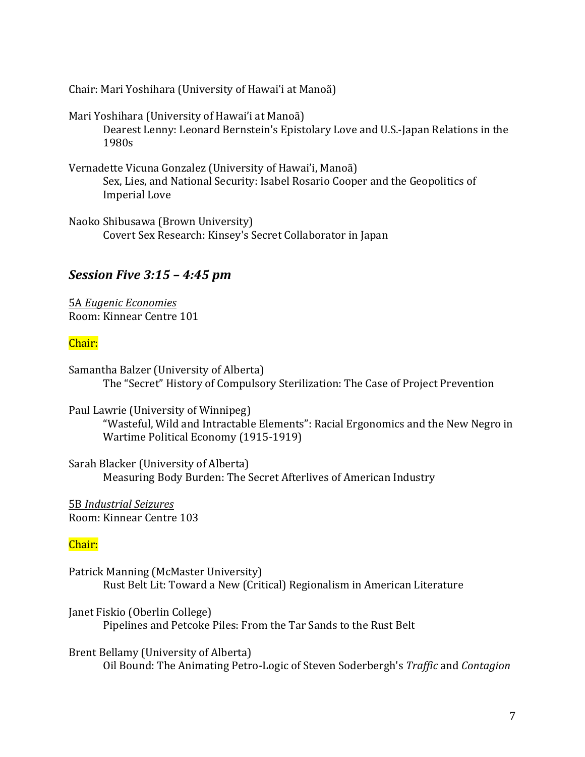Chair: Mari Yoshihara (University of Hawai'i at Manoã)

Mari Yoshihara (University of Hawai'i at Manoã)
Dearest Lenny: Leonard Bernstein's Epistolary Love and U.S.-Japan Relations in the 1980s

Vernadette Vicuna Gonzalez (University of Hawai'i, Manoã)
Sex, Lies, and National Security: Isabel Rosario Cooper and the Geopolitics of Imperial Love

Naoko Shibusawa (Brown University)
Covert Sex Research: Kinsey's Secret Collaborator in Japan

## *Session Five 3:15 – 4:45 pm*

5A *Eugenic Economies*
Room: Kinnear Centre 101

Chair:

Samantha Balzer (University of Alberta)
The "Secret" History of Compulsory Sterilization: The Case of Project Prevention

Paul Lawrie (University of Winnipeg)
"Wasteful, Wild and Intractable Elements": Racial Ergonomics and the New Negro in Wartime Political Economy (1915-1919)

Sarah Blacker (University of Alberta)
Measuring Body Burden: The Secret Afterlives of American Industry

5B *Industrial Seizures*
Room: Kinnear Centre 103

Chair:

Patrick Manning (McMaster University)
Rust Belt Lit: Toward a New (Critical) Regionalism in American Literature

Janet Fiskio (Oberlin College)
Pipelines and Petcoke Piles: From the Tar Sands to the Rust Belt

Brent Bellamy (University of Alberta)
Oil Bound: The Animating Petro-Logic of Steven Soderbergh's *Traffic* and *Contagion*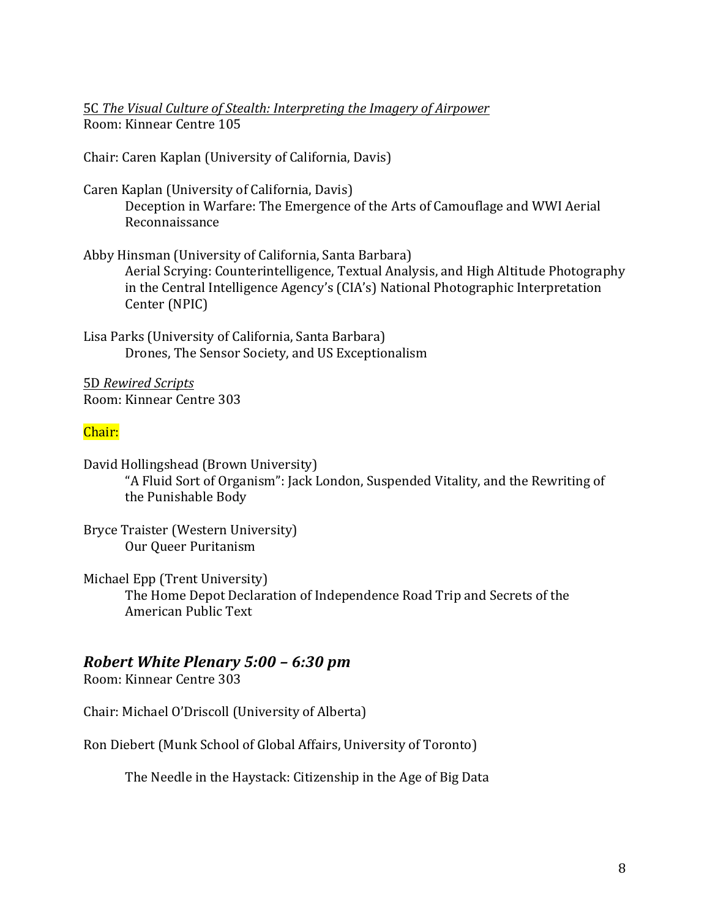5C *The Visual Culture of Stealth: Interpreting the Imagery of Airpower*
Room: Kinnear Centre 105

Chair: Caren Kaplan (University of California, Davis)

Caren Kaplan (University of California, Davis)
Deception in Warfare: The Emergence of the Arts of Camouflage and WWI Aerial Reconnaissance

Abby Hinsman (University of California, Santa Barbara)
Aerial Scrying: Counterintelligence, Textual Analysis, and High Altitude Photography in the Central Intelligence Agency's (CIA's) National Photographic Interpretation Center (NPIC)

Lisa Parks (University of California, Santa Barbara)
Drones, The Sensor Society, and US Exceptionalism

5D *Rewired Scripts*
Room: Kinnear Centre 303

Chair:

David Hollingshead (Brown University)
"A Fluid Sort of Organism": Jack London, Suspended Vitality, and the Rewriting of the Punishable Body

Bryce Traister (Western University)
Our Queer Puritanism

Michael Epp (Trent University)
The Home Depot Declaration of Independence Road Trip and Secrets of the American Public Text

## *Robert White Plenary 5:00 – 6:30 pm*

Room: Kinnear Centre 303

Chair: Michael O'Driscoll (University of Alberta)

Ron Diebert (Munk School of Global Affairs, University of Toronto)

The Needle in the Haystack: Citizenship in the Age of Big Data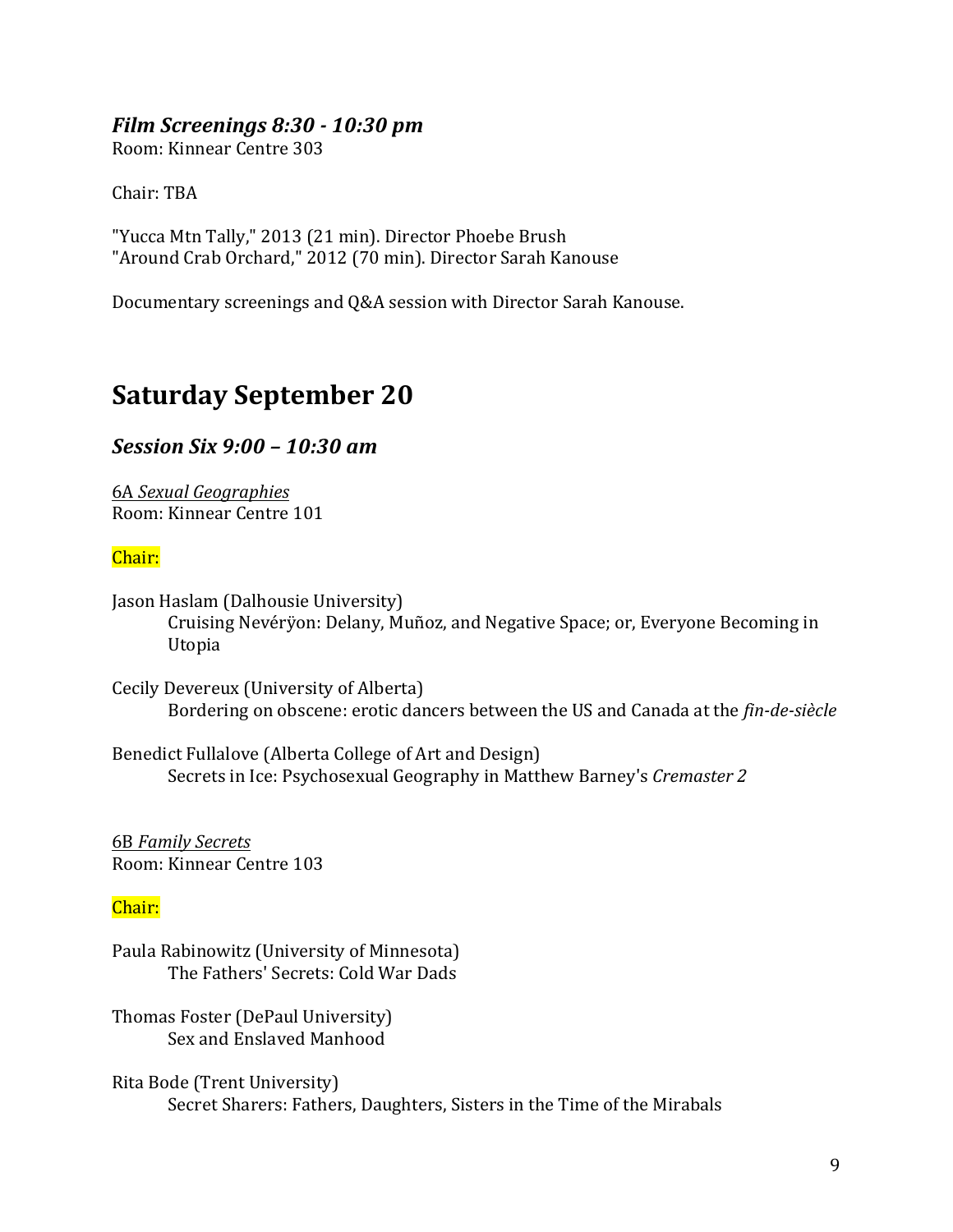### *Film Screenings 8:30 - 10:30 pm*

Room: Kinnear Centre 303

Chair: TBA

"Yucca Mtn Tally," 2013 (21 min). Director Phoebe Brush
"Around Crab Orchard," 2012 (70 min). Director Sarah Kanouse

Documentary screenings and Q&A session with Director Sarah Kanouse.

## Saturday September 20

### *Session Six 9:00 – 10:30 am*

6A *Sexual Geographies*
Room: Kinnear Centre 101

Chair:

Jason Haslam (Dalhousie University)
Cruising Nevérÿon: Delany, Muñoz, and Negative Space; or, Everyone Becoming in Utopia

Cecily Devereux (University of Alberta)
Bordering on obscene: erotic dancers between the US and Canada at the *fin-de-siècle*

Benedict Fullalove (Alberta College of Art and Design)
Secrets in Ice: Psychosexual Geography in Matthew Barney's *Cremaster 2*

6B *Family Secrets*
Room: Kinnear Centre 103

Chair:

Paula Rabinowitz (University of Minnesota)
The Fathers' Secrets: Cold War Dads

Thomas Foster (DePaul University)
Sex and Enslaved Manhood

Rita Bode (Trent University)
Secret Sharers: Fathers, Daughters, Sisters in the Time of the Mirabals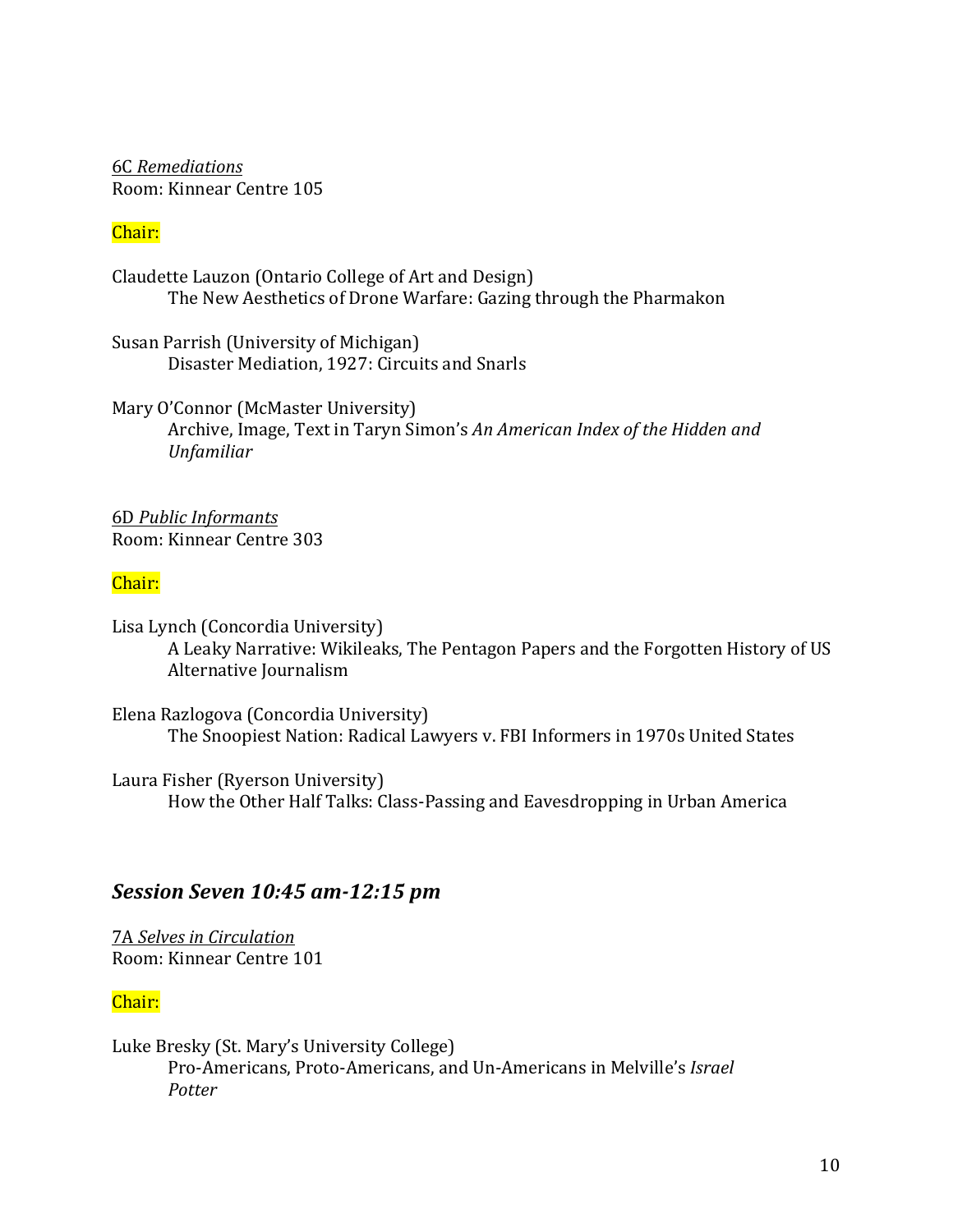6C *Remediations*
Room: Kinnear Centre 105

Chair:

Claudette Lauzon (Ontario College of Art and Design)
The New Aesthetics of Drone Warfare: Gazing through the Pharmakon

Susan Parrish (University of Michigan)
Disaster Mediation, 1927: Circuits and Snarls

Mary O'Connor (McMaster University)
Archive, Image, Text in Taryn Simon's *An American Index of the Hidden and Unfamiliar*

6D *Public Informants*
Room: Kinnear Centre 303

Chair:

Lisa Lynch (Concordia University)
A Leaky Narrative: Wikileaks, The Pentagon Papers and the Forgotten History of US Alternative Journalism

Elena Razlogova (Concordia University)
The Snoopiest Nation: Radical Lawyers v. FBI Informers in 1970s United States

Laura Fisher (Ryerson University)
How the Other Half Talks: Class-Passing and Eavesdropping in Urban America

## *Session Seven 10:45 am-12:15 pm*

7A *Selves in Circulation*
Room: Kinnear Centre 101

Chair:

Luke Bresky (St. Mary's University College)
Pro-Americans, Proto-Americans, and Un-Americans in Melville's *Israel Potter*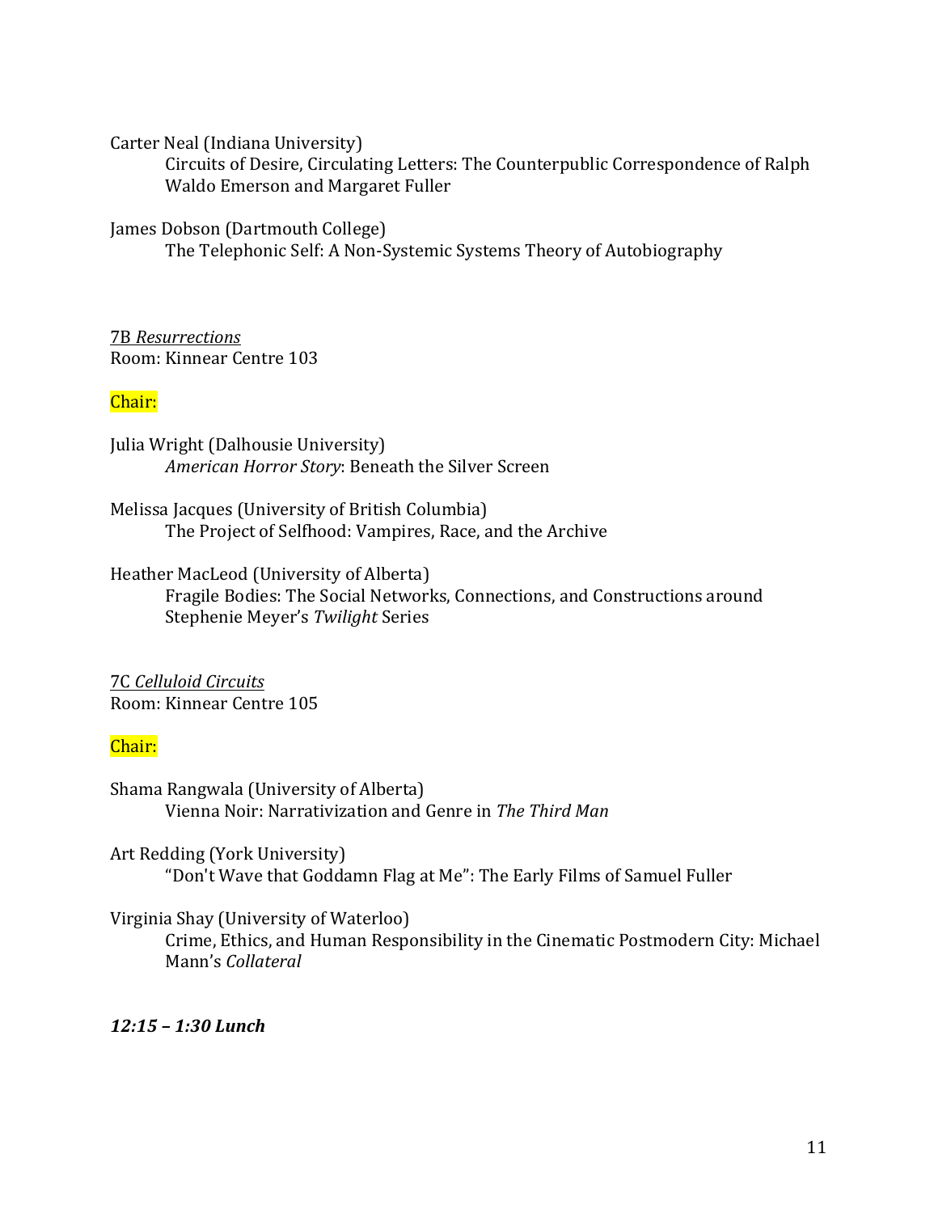Carter Neal (Indiana University)
    Circuits of Desire, Circulating Letters: The Counterpublic Correspondence of Ralph Waldo Emerson and Margaret Fuller

James Dobson (Dartmouth College)
    The Telephonic Self: A Non-Systemic Systems Theory of Autobiography

7B *Resurrections*
Room: Kinnear Centre 103

Chair:

Julia Wright (Dalhousie University)
    *American Horror Story*: Beneath the Silver Screen

Melissa Jacques (University of British Columbia)
    The Project of Selfhood: Vampires, Race, and the Archive

Heather MacLeod (University of Alberta)
    Fragile Bodies: The Social Networks, Connections, and Constructions around Stephenie Meyer's *Twilight* Series

7C *Celluloid Circuits*
Room: Kinnear Centre 105

Chair:

Shama Rangwala (University of Alberta)
    Vienna Noir: Narrativization and Genre in *The Third Man*

Art Redding (York University)
    "Don't Wave that Goddamn Flag at Me": The Early Films of Samuel Fuller

Virginia Shay (University of Waterloo)
    Crime, Ethics, and Human Responsibility in the Cinematic Postmodern City: Michael Mann's *Collateral*

***12:15 – 1:30 Lunch***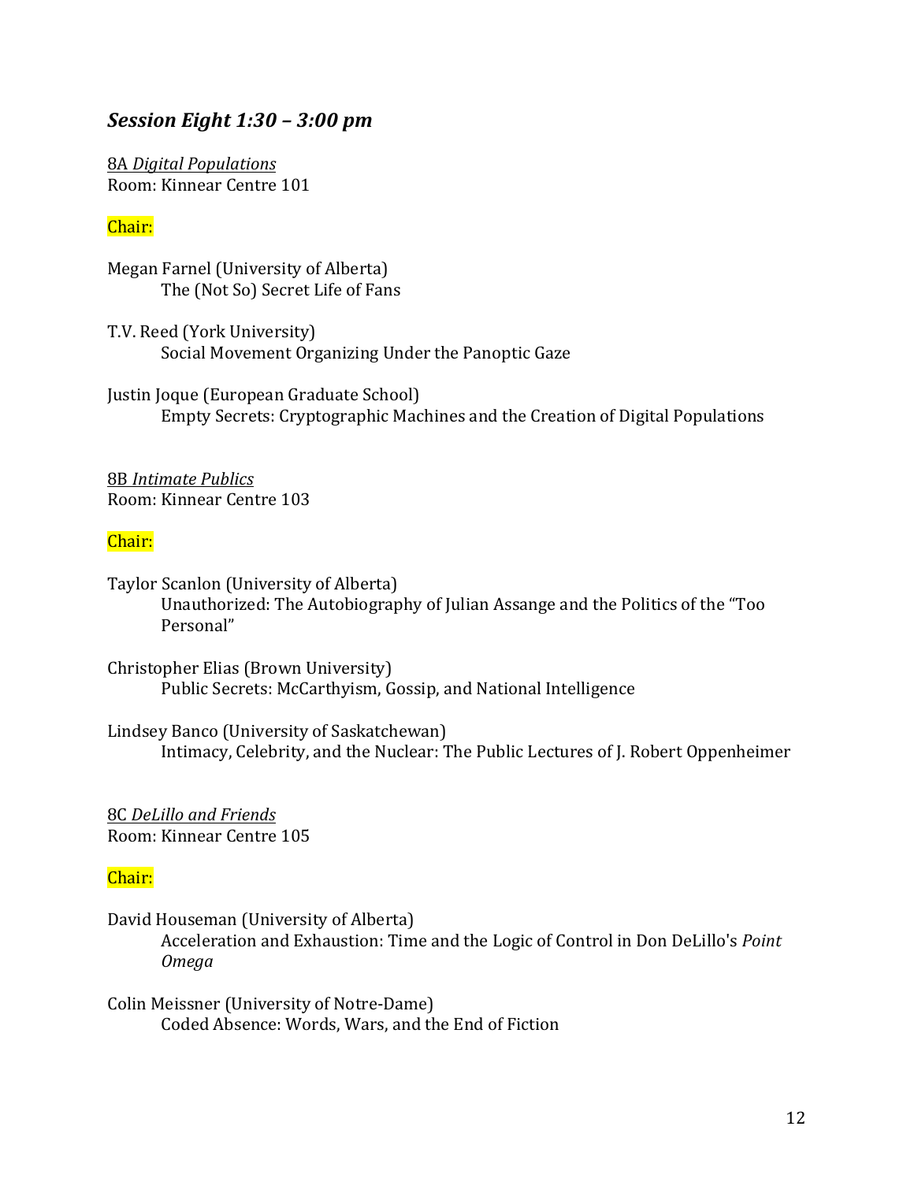## *Session Eight 1:30 – 3:00 pm*

8A *Digital Populations*
Room: Kinnear Centre 101

Chair:

Megan Farnel (University of Alberta)
The (Not So) Secret Life of Fans

T.V. Reed (York University)
Social Movement Organizing Under the Panoptic Gaze

Justin Joque (European Graduate School)
Empty Secrets: Cryptographic Machines and the Creation of Digital Populations

8B *Intimate Publics*
Room: Kinnear Centre 103

Chair:

Taylor Scanlon (University of Alberta)
Unauthorized: The Autobiography of Julian Assange and the Politics of the "Too Personal"

Christopher Elias (Brown University)
Public Secrets: McCarthyism, Gossip, and National Intelligence

Lindsey Banco (University of Saskatchewan)
Intimacy, Celebrity, and the Nuclear: The Public Lectures of J. Robert Oppenheimer

8C *DeLillo and Friends*
Room: Kinnear Centre 105

Chair:

David Houseman (University of Alberta)
Acceleration and Exhaustion: Time and the Logic of Control in Don DeLillo's *Point Omega*

Colin Meissner (University of Notre-Dame)
Coded Absence: Words, Wars, and the End of Fiction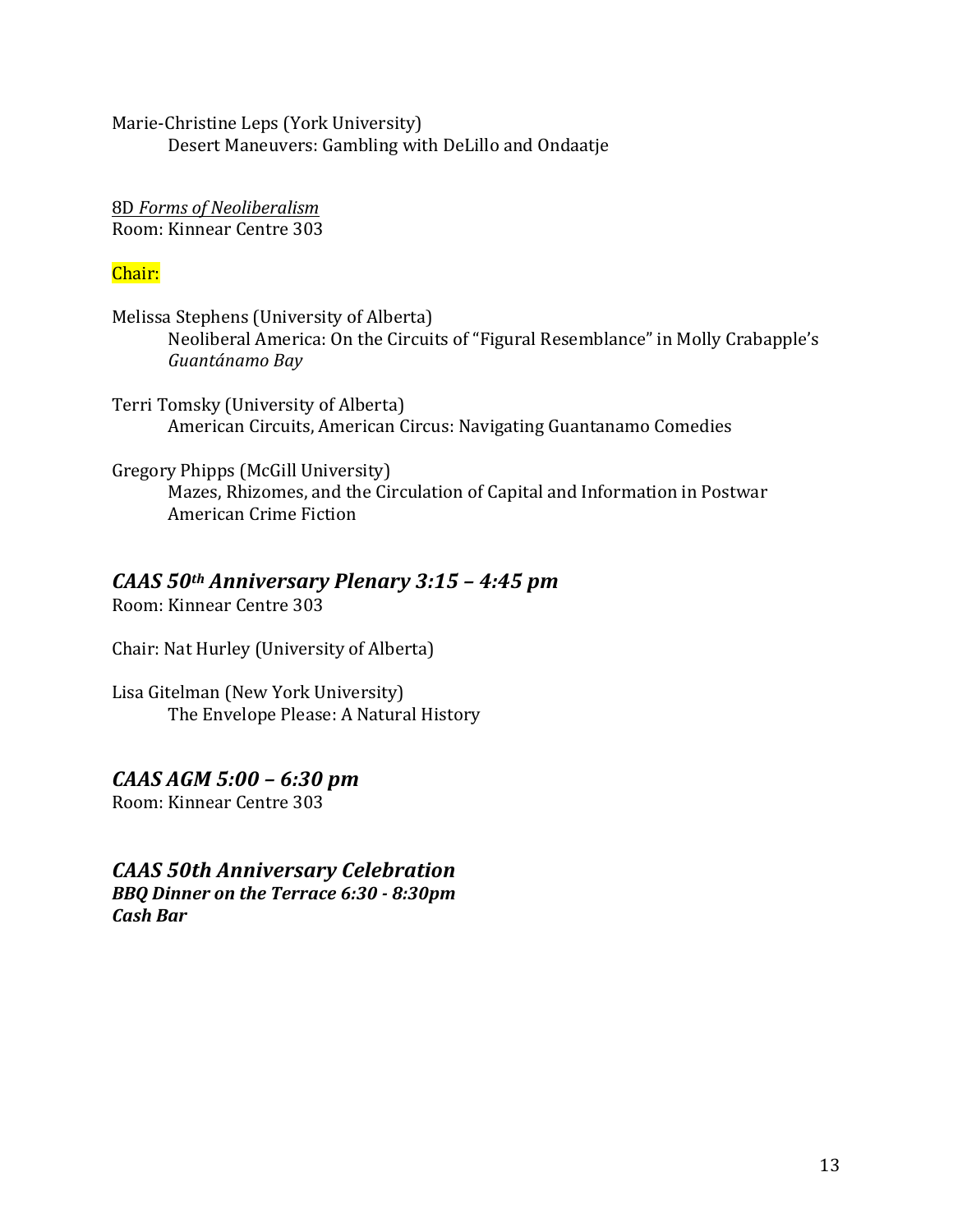Marie-Christine Leps (York University)
    Desert Maneuvers: Gambling with DeLillo and Ondaatje

8D *Forms of Neoliberalism*
Room: Kinnear Centre 303

Chair:

Melissa Stephens (University of Alberta)
    Neoliberal America: On the Circuits of "Figural Resemblance" in Molly Crabapple's *Guantánamo Bay*

Terri Tomsky (University of Alberta)
    American Circuits, American Circus: Navigating Guantanamo Comedies

Gregory Phipps (McGill University)
    Mazes, Rhizomes, and the Circulation of Capital and Information in Postwar American Crime Fiction

## *CAAS 50th Anniversary Plenary 3:15 – 4:45 pm*

Room: Kinnear Centre 303

Chair: Nat Hurley (University of Alberta)

Lisa Gitelman (New York University)
    The Envelope Please: A Natural History

## *CAAS AGM 5:00 – 6:30 pm*

Room: Kinnear Centre 303

## *CAAS 50th Anniversary Celebration*

***BBQ Dinner on the Terrace 6:30 - 8:30pm***
***Cash Bar***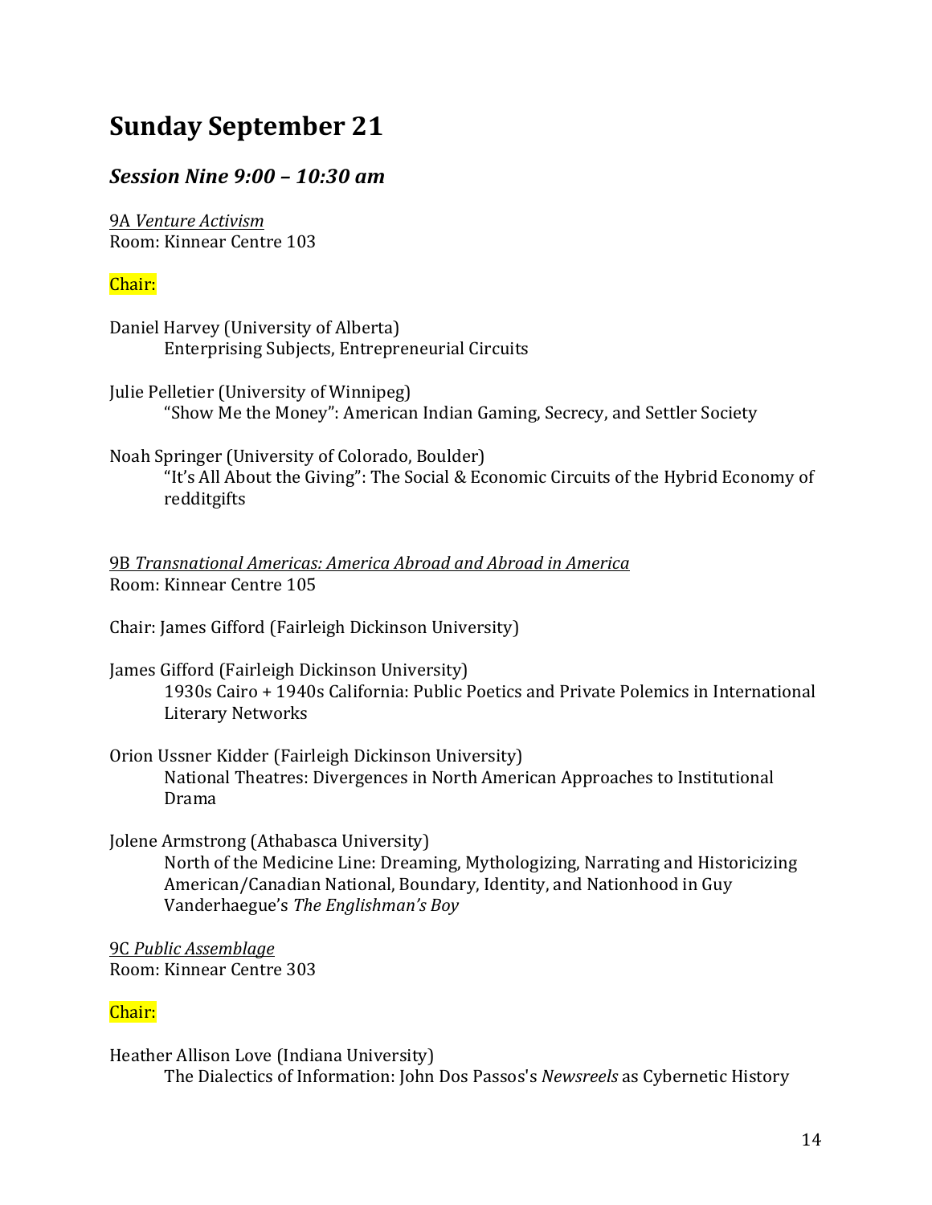# Sunday September 21

## *Session Nine 9:00 – 10:30 am*

9A *Venture Activism*
Room: Kinnear Centre 103

Chair:

Daniel Harvey (University of Alberta)
Enterprising Subjects, Entrepreneurial Circuits

Julie Pelletier (University of Winnipeg)
"Show Me the Money": American Indian Gaming, Secrecy, and Settler Society

Noah Springer (University of Colorado, Boulder)
"It's All About the Giving": The Social & Economic Circuits of the Hybrid Economy of redditgifts

9B *Transnational Americas: America Abroad and Abroad in America*
Room: Kinnear Centre 105

Chair: James Gifford (Fairleigh Dickinson University)

James Gifford (Fairleigh Dickinson University)
1930s Cairo + 1940s California: Public Poetics and Private Polemics in International Literary Networks

Orion Ussner Kidder (Fairleigh Dickinson University)
National Theatres: Divergences in North American Approaches to Institutional Drama

Jolene Armstrong (Athabasca University)
North of the Medicine Line: Dreaming, Mythologizing, Narrating and Historicizing American/Canadian National, Boundary, Identity, and Nationhood in Guy Vanderhaegue's *The Englishman's Boy*

9C *Public Assemblage*
Room: Kinnear Centre 303

Chair:

Heather Allison Love (Indiana University)
The Dialectics of Information: John Dos Passos's *Newsreels* as Cybernetic History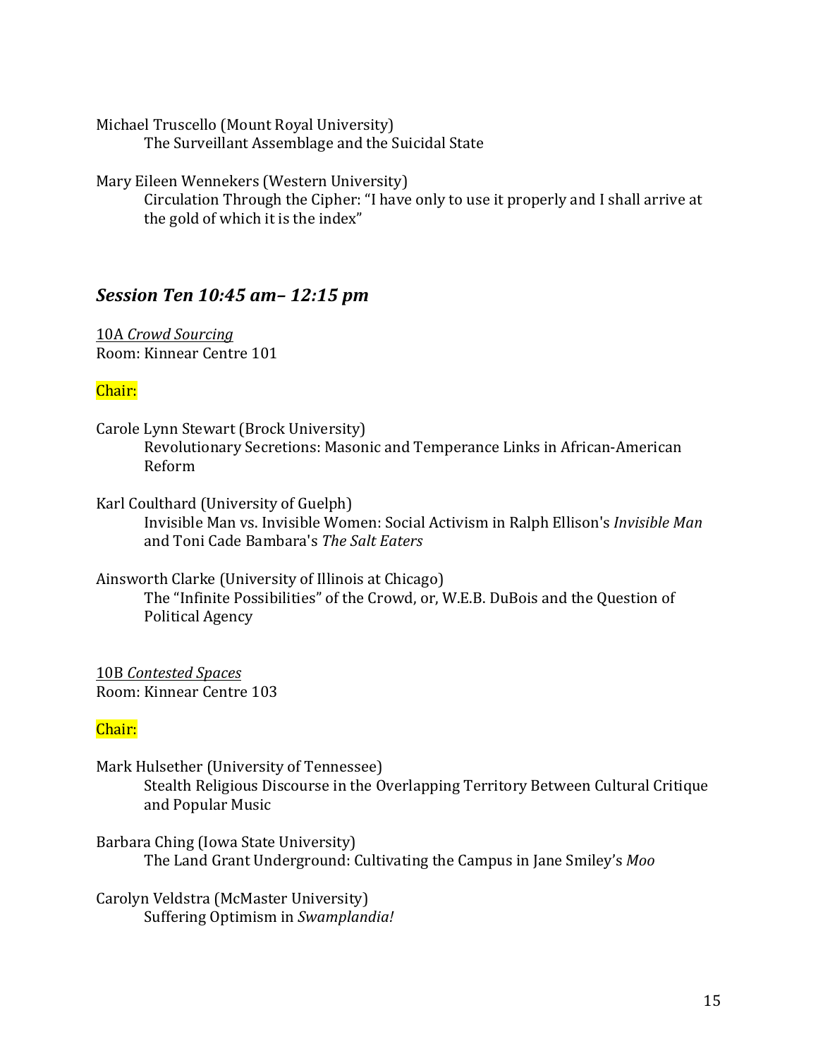Michael Truscello (Mount Royal University)
The Surveillant Assemblage and the Suicidal State

Mary Eileen Wennekers (Western University)
Circulation Through the Cipher: "I have only to use it properly and I shall arrive at the gold of which it is the index"

## *Session Ten 10:45 am– 12:15 pm*

10A *Crowd Sourcing*
Room: Kinnear Centre 101

Chair:

Carole Lynn Stewart (Brock University)
Revolutionary Secretions: Masonic and Temperance Links in African-American Reform

Karl Coulthard (University of Guelph)
Invisible Man vs. Invisible Women: Social Activism in Ralph Ellison's *Invisible Man* and Toni Cade Bambara's *The Salt Eaters*

Ainsworth Clarke (University of Illinois at Chicago)
The "Infinite Possibilities" of the Crowd, or, W.E.B. DuBois and the Question of Political Agency

10B *Contested Spaces*
Room: Kinnear Centre 103

Chair:

Mark Hulsether (University of Tennessee)
Stealth Religious Discourse in the Overlapping Territory Between Cultural Critique and Popular Music

Barbara Ching (Iowa State University)
The Land Grant Underground: Cultivating the Campus in Jane Smiley's *Moo*

Carolyn Veldstra (McMaster University)
Suffering Optimism in *Swamplandia!*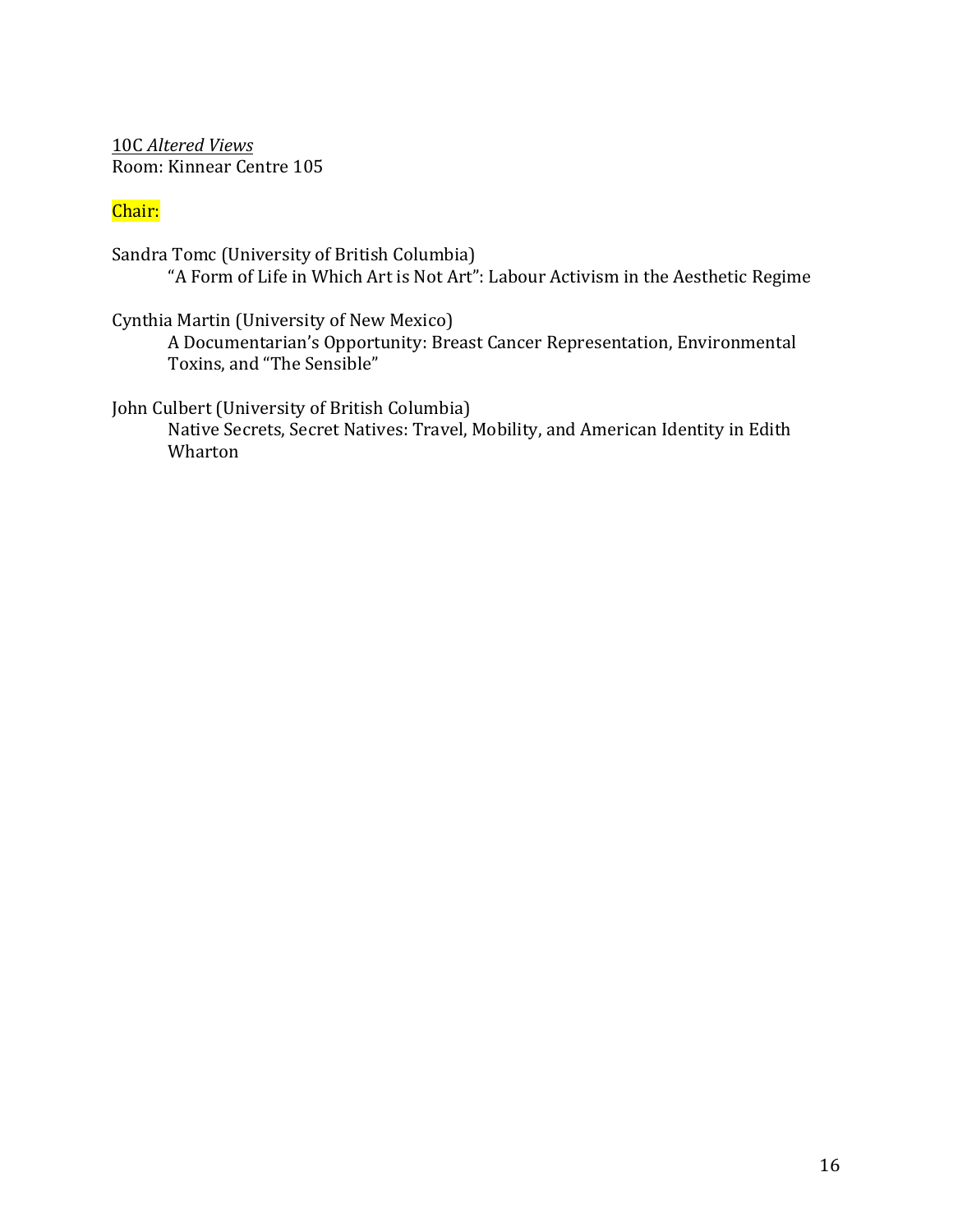10C *Altered Views*
Room: Kinnear Centre 105

Chair:

Sandra Tomc (University of British Columbia)
    "A Form of Life in Which Art is Not Art": Labour Activism in the Aesthetic Regime

Cynthia Martin (University of New Mexico)
    A Documentarian's Opportunity: Breast Cancer Representation, Environmental Toxins, and "The Sensible"

John Culbert (University of British Columbia)
    Native Secrets, Secret Natives: Travel, Mobility, and American Identity in Edith Wharton